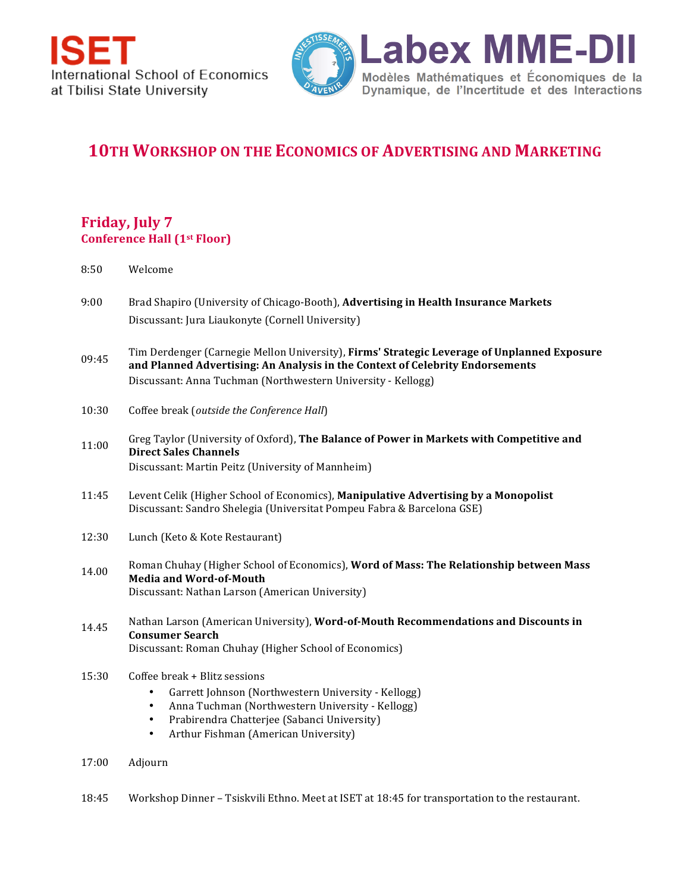ISET
International School of Economics at Tbilisi State University

Labex MME-DII
Modèles Mathématiques et Économiques de la Dynamique, de l'Incertitude et des Interactions

# 10TH WORKSHOP ON THE ECONOMICS OF ADVERTISING AND MARKETING

## Friday, July 7
### Conference Hall (1st Floor)

8:50 Welcome

9:00 Brad Shapiro (University of Chicago-Booth), **Advertising in Health Insurance Markets**
Discussant: Jura Liaukonyte (Cornell University)

09:45 Tim Derdenger (Carnegie Mellon University), **Firms' Strategic Leverage of Unplanned Exposure and Planned Advertising: An Analysis in the Context of Celebrity Endorsements**
Discussant: Anna Tuchman (Northwestern University - Kellogg)

10:30 Coffee break (*outside the Conference Hall*)

11:00 Greg Taylor (University of Oxford), **The Balance of Power in Markets with Competitive and Direct Sales Channels**
Discussant: Martin Peitz (University of Mannheim)

11:45 Levent Celik (Higher School of Economics), **Manipulative Advertising by a Monopolist**
Discussant: Sandro Shelegia (Universitat Pompeu Fabra & Barcelona GSE)

12:30 Lunch (Keto & Kote Restaurant)

14.00 Roman Chuhay (Higher School of Economics), **Word of Mass: The Relationship between Mass Media and Word-of-Mouth**
Discussant: Nathan Larson (American University)

14.45 Nathan Larson (American University), **Word-of-Mouth Recommendations and Discounts in Consumer Search**
Discussant: Roman Chuhay (Higher School of Economics)

15:30 Coffee break + Blitz sessions

- Garrett Johnson (Northwestern University - Kellogg)
- Anna Tuchman (Northwestern University - Kellogg)
- Prabirendra Chatterjee (Sabanci University)
- Arthur Fishman (American University)

17:00 Adjourn

18:45 Workshop Dinner – Tsiskvili Ethno. Meet at ISET at 18:45 for transportation to the restaurant.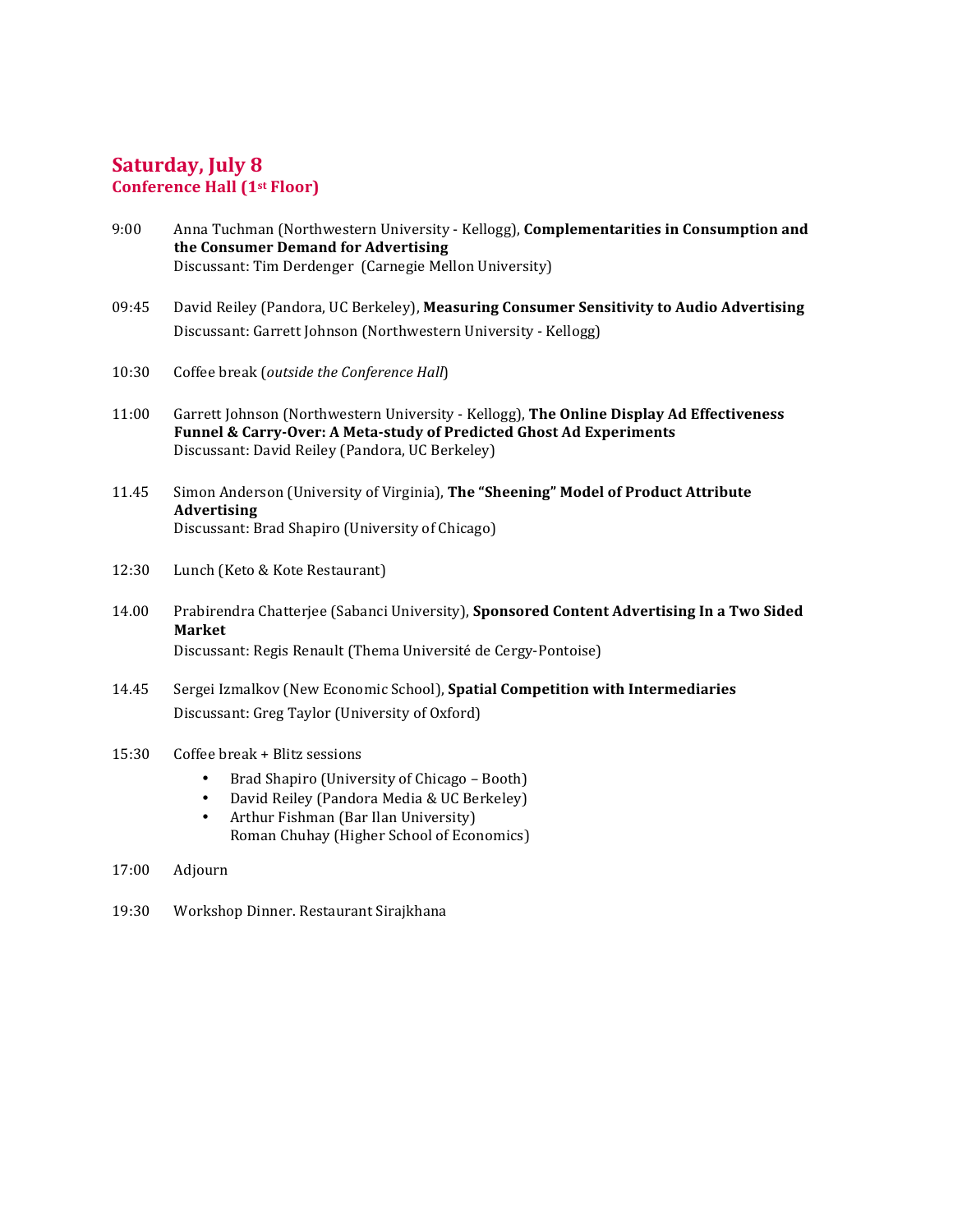## Saturday, July 8
### Conference Hall (1st Floor)

9:00 Anna Tuchman (Northwestern University - Kellogg), **Complementarities in Consumption and the Consumer Demand for Advertising**
Discussant: Tim Derdenger (Carnegie Mellon University)

09:45 David Reiley (Pandora, UC Berkeley), **Measuring Consumer Sensitivity to Audio Advertising**
Discussant: Garrett Johnson (Northwestern University - Kellogg)

10:30 Coffee break (*outside the Conference Hall*)

11:00 Garrett Johnson (Northwestern University - Kellogg), **The Online Display Ad Effectiveness Funnel & Carry-Over: A Meta-study of Predicted Ghost Ad Experiments**
Discussant: David Reiley (Pandora, UC Berkeley)

11.45 Simon Anderson (University of Virginia), **The "Sheening" Model of Product Attribute Advertising**
Discussant: Brad Shapiro (University of Chicago)

12:30 Lunch (Keto & Kote Restaurant)

14.00 Prabirendra Chatterjee (Sabanci University), **Sponsored Content Advertising In a Two Sided Market**
Discussant: Regis Renault (Thema Université de Cergy-Pontoise)

14.45 Sergei Izmalkov (New Economic School), **Spatial Competition with Intermediaries**
Discussant: Greg Taylor (University of Oxford)

15:30 Coffee break + Blitz sessions

- Brad Shapiro (University of Chicago – Booth)
- David Reiley (Pandora Media & UC Berkeley)
- Arthur Fishman (Bar Ilan University)
  Roman Chuhay (Higher School of Economics)

17:00 Adjourn

19:30 Workshop Dinner. Restaurant Sirajkhana